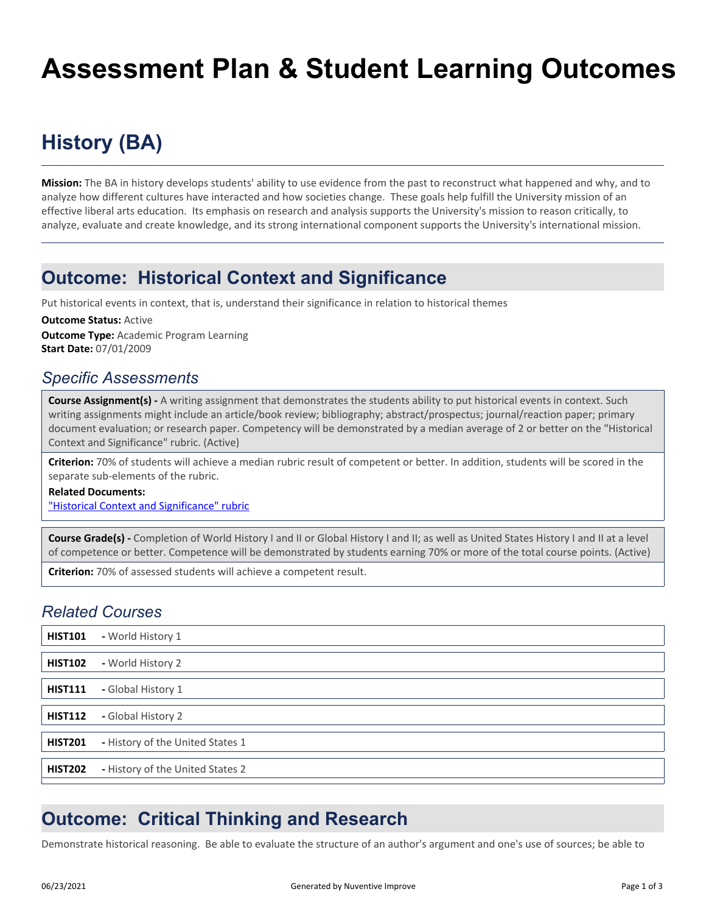# Assessment Plan & Student Learning Outcomes

## History (BA)

**Mission:** The BA in history develops students' ability to use evidence from the past to reconstruct what happened and why, and to analyze how different cultures have interacted and how societies change. These goals help fulfill the University mission of an effective liberal arts education. Its emphasis on research and analysis supports the University's mission to reason critically, to analyze, evaluate and create knowledge, and its strong international component supports the University's international mission.

## Outcome: Historical Context and Significance

Put historical events in context, that is, understand their significance in relation to historical themes

**Outcome Status:** Active
**Outcome Type:** Academic Program Learning
**Start Date:** 07/01/2009

### *Specific Assessments*

**Course Assignment(s) -** A writing assignment that demonstrates the students ability to put historical events in context. Such writing assignments might include an article/book review; bibliography; abstract/prospectus; journal/reaction paper; primary document evaluation; or research paper. Competency will be demonstrated by a median average of 2 or better on the "Historical Context and Significance" rubric. (Active)

**Criterion:** 70% of students will achieve a median rubric result of competent or better. In addition, students will be scored in the separate sub-elements of the rubric.

**Related Documents:**
"Historical Context and Significance" rubric

**Course Grade(s) -** Completion of World History I and II or Global History I and II; as well as United States History I and II at a level of competence or better. Competence will be demonstrated by students earning 70% or more of the total course points. (Active)

**Criterion:** 70% of assessed students will achieve a competent result.

### *Related Courses*

**HIST101** - World History 1

**HIST102** - World History 2

**HIST111** - Global History 1

**HIST112** - Global History 2

**HIST201** - History of the United States 1

**HIST202** - History of the United States 2

## Outcome: Critical Thinking and Research

Demonstrate historical reasoning. Be able to evaluate the structure of an author's argument and one's use of sources; be able to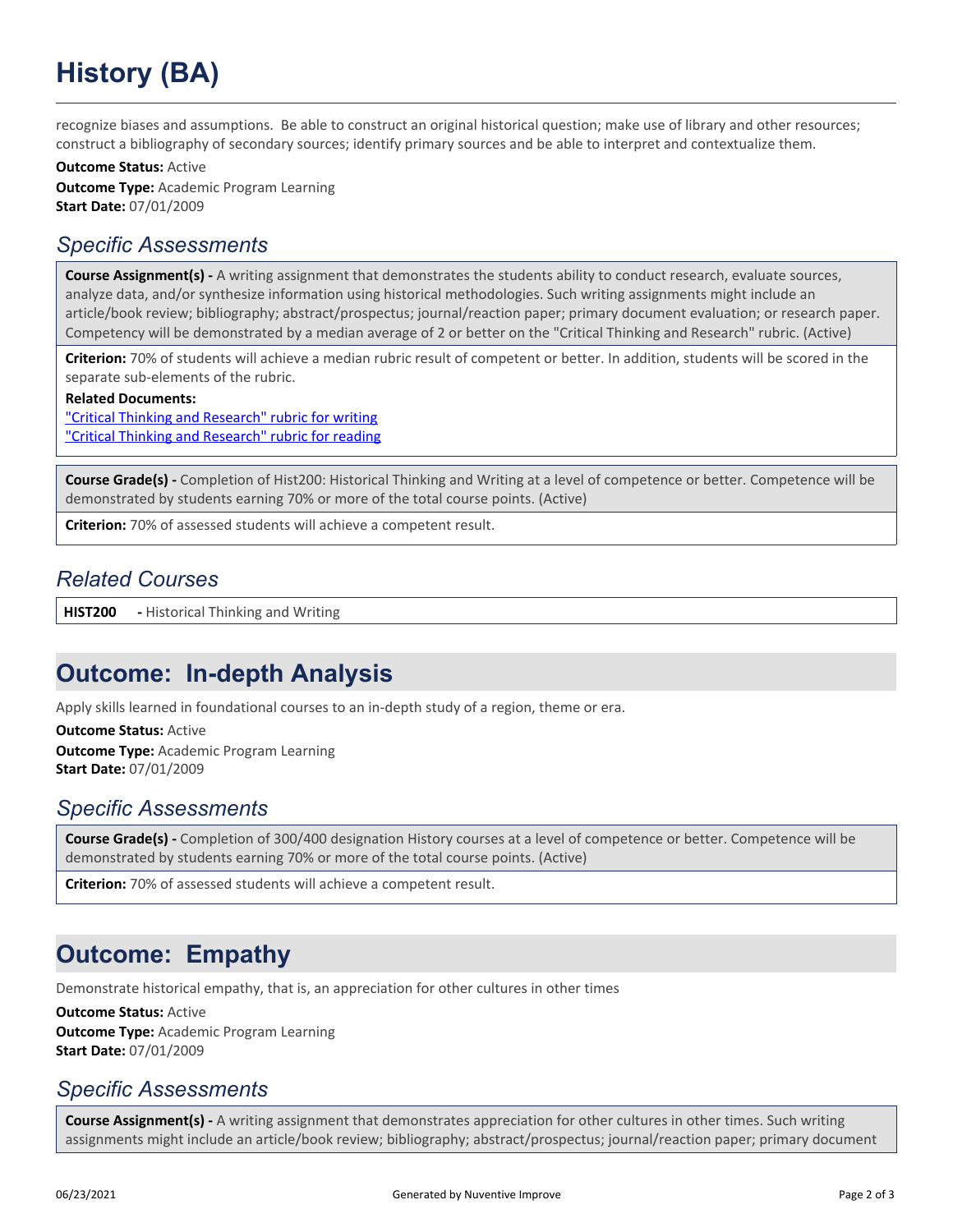recognize biases and assumptions.  Be able to construct an original historical question; make use of library and other resources; construct a bibliography of secondary sources; identify primary sources and be able to interpret and contextualize them.

**Outcome Status:** Active
**Outcome Type:** Academic Program Learning
**Start Date:** 07/01/2009

### *Specific Assessments*

**Course Assignment(s) -** A writing assignment that demonstrates the students ability to conduct research, evaluate sources, analyze data, and/or synthesize information using historical methodologies. Such writing assignments might include an article/book review; bibliography; abstract/prospectus; journal/reaction paper; primary document evaluation; or research paper. Competency will be demonstrated by a median average of 2 or better on the "Critical Thinking and Research" rubric. (Active)

**Criterion:** 70% of students will achieve a median rubric result of competent or better. In addition, students will be scored in the separate sub-elements of the rubric.

**Related Documents:**
"Critical Thinking and Research" rubric for writing
"Critical Thinking and Research" rubric for reading

**Course Grade(s) -** Completion of Hist200: Historical Thinking and Writing at a level of competence or better. Competence will be demonstrated by students earning 70% or more of the total course points. (Active)

**Criterion:** 70% of assessed students will achieve a competent result.

### *Related Courses*

**HIST200** - Historical Thinking and Writing

## Outcome:  In-depth Analysis

Apply skills learned in foundational courses to an in-depth study of a region, theme or era.

**Outcome Status:** Active
**Outcome Type:** Academic Program Learning
**Start Date:** 07/01/2009

### *Specific Assessments*

**Course Grade(s) -** Completion of 300/400 designation History courses at a level of competence or better. Competence will be demonstrated by students earning 70% or more of the total course points. (Active)

**Criterion:** 70% of assessed students will achieve a competent result.

## Outcome:  Empathy

Demonstrate historical empathy, that is, an appreciation for other cultures in other times

**Outcome Status:** Active
**Outcome Type:** Academic Program Learning
**Start Date:** 07/01/2009

### *Specific Assessments*

**Course Assignment(s) -** A writing assignment that demonstrates appreciation for other cultures in other times. Such writing assignments might include an article/book review; bibliography; abstract/prospectus; journal/reaction paper; primary document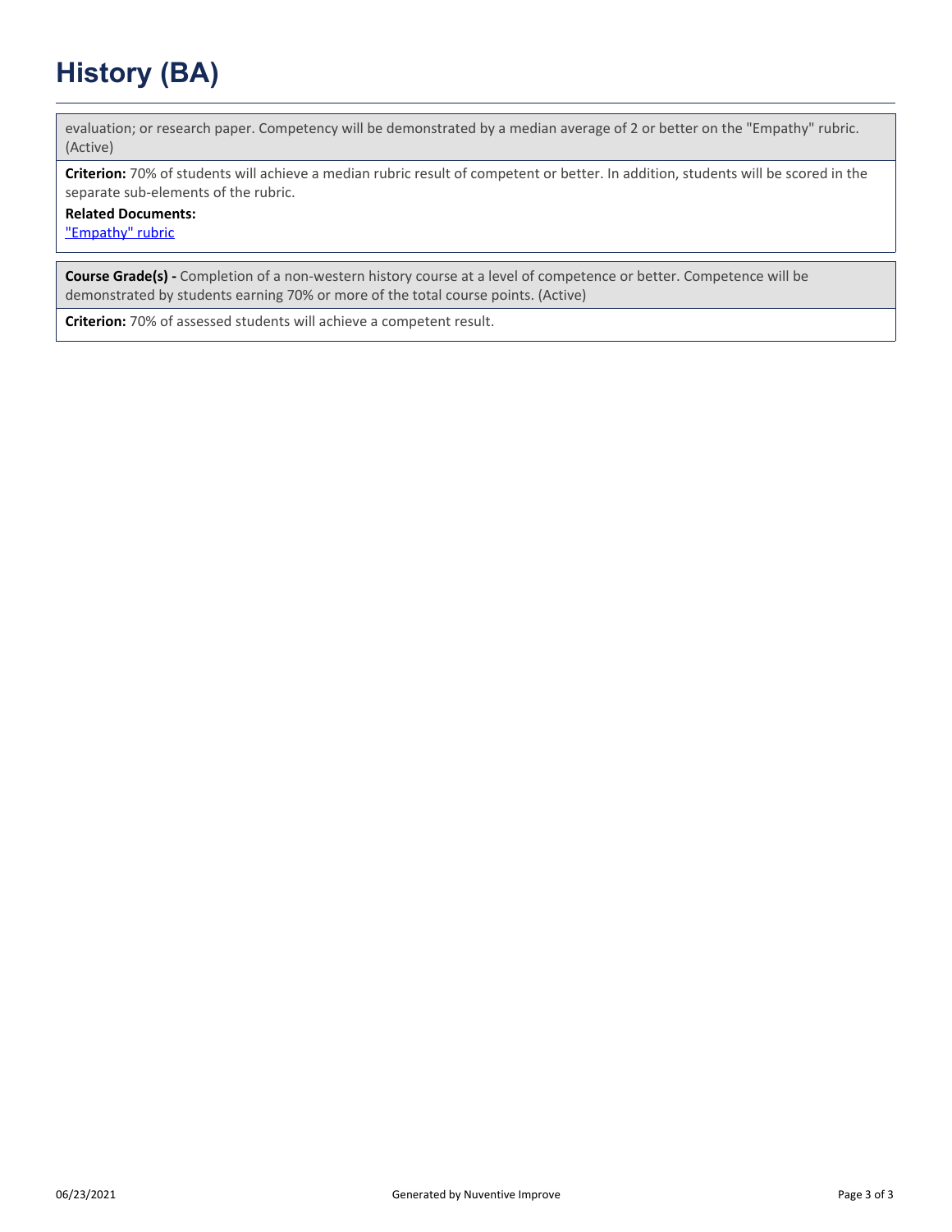evaluation; or research paper. Competency will be demonstrated by a median average of 2 or better on the "Empathy" rubric. (Active)

**Criterion:** 70% of students will achieve a median rubric result of competent or better. In addition, students will be scored in the separate sub-elements of the rubric.

**Related Documents:**

"Empathy" rubric

**Course Grade(s) -** Completion of a non-western history course at a level of competence or better. Competence will be demonstrated by students earning 70% or more of the total course points. (Active)

**Criterion:** 70% of assessed students will achieve a competent result.